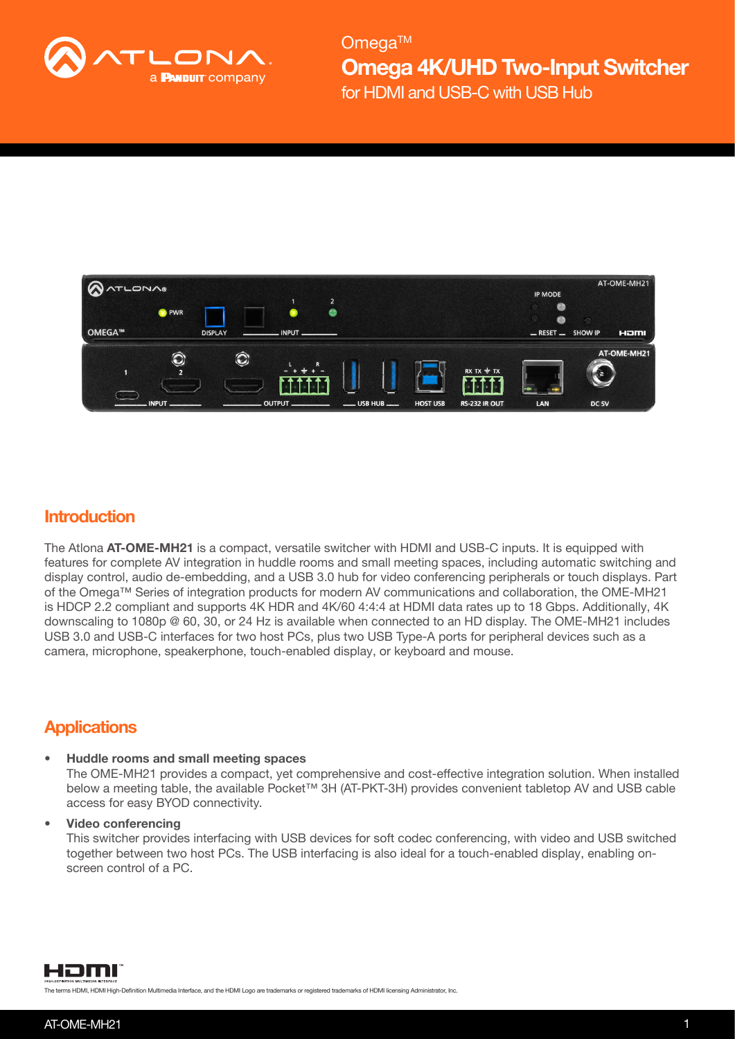Omega™

# Omega 4K/UHD Two-Input Switcher

for HDMI and USB-C with USB Hub

## Introduction

The Atlona **AT-OME-MH21** is a compact, versatile switcher with HDMI and USB-C inputs. It is equipped with features for complete AV integration in huddle rooms and small meeting spaces, including automatic switching and display control, audio de-embedding, and a USB 3.0 hub for video conferencing peripherals or touch displays. Part of the Omega™ Series of integration products for modern AV communications and collaboration, the OME-MH21 is HDCP 2.2 compliant and supports 4K HDR and 4K/60 4:4:4 at HDMI data rates up to 18 Gbps. Additionally, 4K downscaling to 1080p @ 60, 30, or 24 Hz is available when connected to an HD display. The OME-MH21 includes USB 3.0 and USB-C interfaces for two host PCs, plus two USB Type-A ports for peripheral devices such as a camera, microphone, speakerphone, touch-enabled display, or keyboard and mouse.

## Applications

- **Huddle rooms and small meeting spaces**
  The OME-MH21 provides a compact, yet comprehensive and cost-effective integration solution. When installed below a meeting table, the available Pocket™ 3H (AT-PKT-3H) provides convenient tabletop AV and USB cable access for easy BYOD connectivity.

- **Video conferencing**
  This switcher provides interfacing with USB devices for soft codec conferencing, with video and USB switched together between two host PCs. The USB interfacing is also ideal for a touch-enabled display, enabling on-screen control of a PC.

The terms HDMI, HDMI High-Definition Multimedia Interface, and the HDMI Logo are trademarks or registered trademarks of HDMI licensing Administrator, Inc.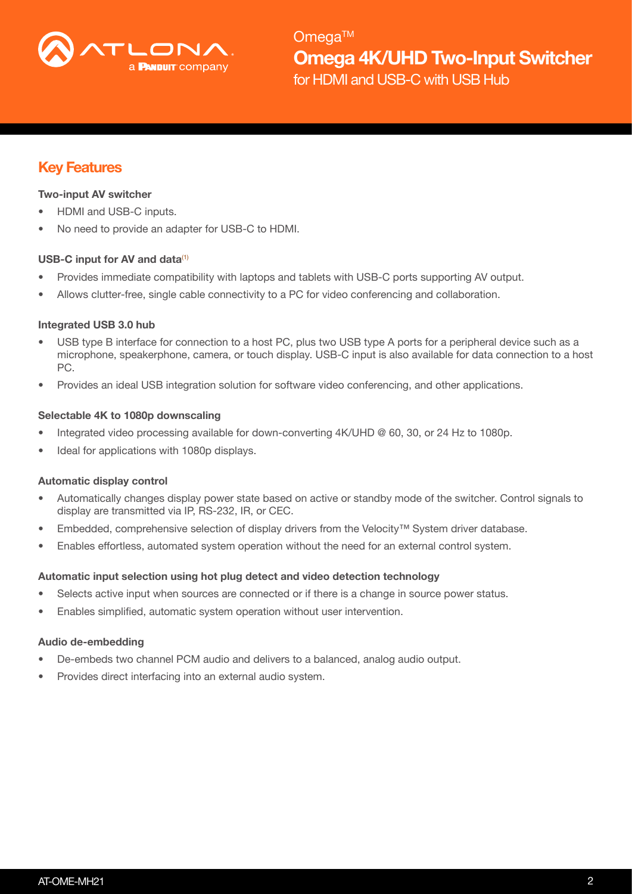# Key Features

**Two-input AV switcher**

- HDMI and USB-C inputs.
- No need to provide an adapter for USB-C to HDMI.

**USB-C input for AV and data**[(1)]

- Provides immediate compatibility with laptops and tablets with USB-C ports supporting AV output.
- Allows clutter-free, single cable connectivity to a PC for video conferencing and collaboration.

**Integrated USB 3.0 hub**

- USB type B interface for connection to a host PC, plus two USB type A ports for a peripheral device such as a microphone, speakerphone, camera, or touch display. USB-C input is also available for data connection to a host PC.
- Provides an ideal USB integration solution for software video conferencing, and other applications.

**Selectable 4K to 1080p downscaling**

- Integrated video processing available for down-converting 4K/UHD @ 60, 30, or 24 Hz to 1080p.
- Ideal for applications with 1080p displays.

**Automatic display control**

- Automatically changes display power state based on active or standby mode of the switcher. Control signals to display are transmitted via IP, RS-232, IR, or CEC.
- Embedded, comprehensive selection of display drivers from the Velocity™ System driver database.
- Enables effortless, automated system operation without the need for an external control system.

**Automatic input selection using hot plug detect and video detection technology**

- Selects active input when sources are connected or if there is a change in source power status.
- Enables simplified, automatic system operation without user intervention.

**Audio de-embedding**

- De-embeds two channel PCM audio and delivers to a balanced, analog audio output.
- Provides direct interfacing into an external audio system.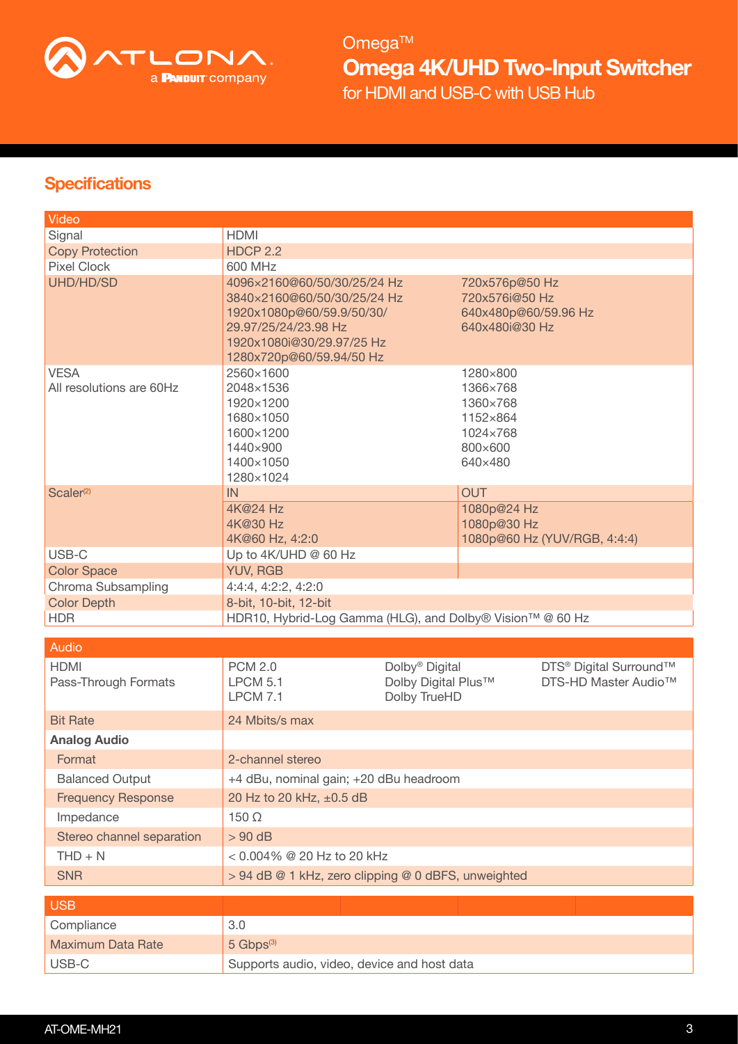## Specifications

| Video | | |
|---|---|---|
| Signal | HDMI | |
| Copy Protection | HDCP 2.2 | |
| Pixel Clock | 600 MHz | |
| UHD/HD/SD | 4096×2160@60/50/30/25/24 Hz<br>3840×2160@60/50/30/25/24 Hz<br>1920x1080p@60/59.9/50/30/<br>29.97/25/24/23.98 Hz<br>1920x1080i@30/29.97/25 Hz<br>1280x720p@60/59.94/50 Hz | 720x576p@50 Hz<br>720x576i@50 Hz<br>640x480p@60/59.96 Hz<br>640x480i@30 Hz |
| VESA<br>All resolutions are 60Hz | 2560×1600<br>2048×1536<br>1920×1200<br>1680×1050<br>1600×1200<br>1440×900<br>1400×1050<br>1280×1024 | 1280×800<br>1366×768<br>1360×768<br>1152×864<br>1024×768<br>800×600<br>640×480 |
| Scaler[2] | IN | OUT |
| | 4K@24 Hz<br>4K@30 Hz<br>4K@60 Hz, 4:2:0 | 1080p@24 Hz<br>1080p@30 Hz<br>1080p@60 Hz (YUV/RGB, 4:4:4) |
| USB-C | Up to 4K/UHD @ 60 Hz | |
| Color Space | YUV, RGB | |
| Chroma Subsampling | 4:4:4, 4:2:2, 4:2:0 | |
| Color Depth | 8-bit, 10-bit, 12-bit | |
| HDR | HDR10, Hybrid-Log Gamma (HLG), and Dolby® Vision™ @ 60 Hz | |

| Audio | | | |
|---|---|---|---|
| HDMI<br>Pass-Through Formats | PCM 2.0<br>LPCM 5.1<br>LPCM 7.1 | Dolby® Digital<br>Dolby Digital Plus™<br>Dolby TrueHD | DTS® Digital Surround™<br>DTS-HD Master Audio™ |
| Bit Rate | 24 Mbits/s max | | |
| **Analog Audio** | | | |
| Format | 2-channel stereo | | |
| Balanced Output | +4 dBu, nominal gain; +20 dBu headroom | | |
| Frequency Response | 20 Hz to 20 kHz, ±0.5 dB | | |
| Impedance | 150 Ω | | |
| Stereo channel separation | > 90 dB | | |
| THD + N | < 0.004% @ 20 Hz to 20 kHz | | |
| SNR | > 94 dB @ 1 kHz, zero clipping @ 0 dBFS, unweighted | | |

| USB | |
|---|---|
| Compliance | 3.0 |
| Maximum Data Rate | 5 Gbps[3] |
| USB-C | Supports audio, video, device and host data |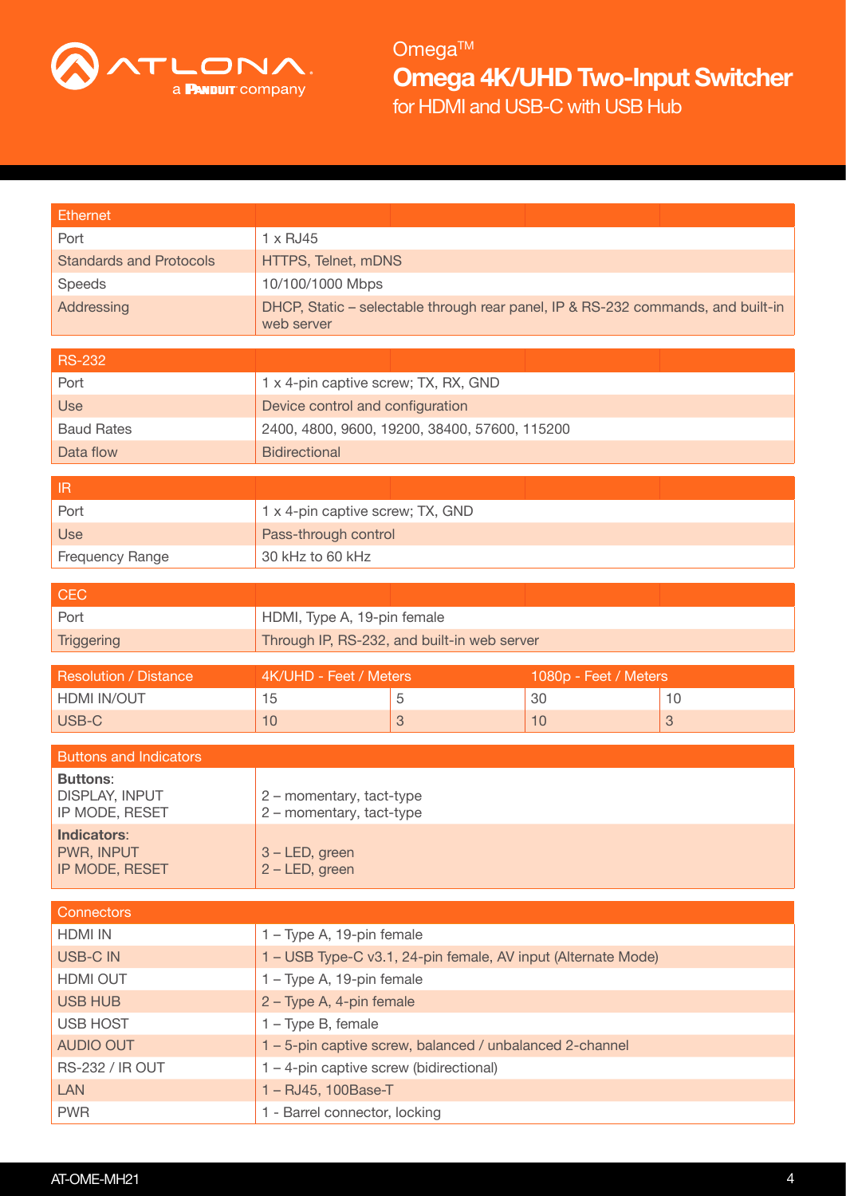# Omega™

## Omega 4K/UHD Two-Input Switcher

for HDMI and USB-C with USB Hub

| Ethernet | |
|---|---|
| Port | 1 x RJ45 |
| Standards and Protocols | HTTPS, Telnet, mDNS |
| Speeds | 10/100/1000 Mbps |
| Addressing | DHCP, Static – selectable through rear panel, IP & RS-232 commands, and built-in web server |

| RS-232 | |
|---|---|
| Port | 1 x 4-pin captive screw; TX, RX, GND |
| Use | Device control and configuration |
| Baud Rates | 2400, 4800, 9600, 19200, 38400, 57600, 115200 |
| Data flow | Bidirectional |

| IR | |
|---|---|
| Port | 1 x 4-pin captive screw; TX, GND |
| Use | Pass-through control |
| Frequency Range | 30 kHz to 60 kHz |

| CEC | |
|---|---|
| Port | HDMI, Type A, 19-pin female |
| Triggering | Through IP, RS-232, and built-in web server |

| Resolution / Distance | 4K/UHD - Feet / Meters | | 1080p - Feet / Meters | |
|---|---|---|---|---|
| HDMI IN/OUT | 15 | 5 | 30 | 10 |
| USB-C | 10 | 3 | 10 | 3 |

| Buttons and Indicators | |
|---|---|
| **Buttons**:<br>DISPLAY, INPUT<br>IP MODE, RESET | 2 – momentary, tact-type<br>2 – momentary, tact-type |
| **Indicators**:<br>PWR, INPUT<br>IP MODE, RESET | 3 – LED, green<br>2 – LED, green |

| Connectors | |
|---|---|
| HDMI IN | 1 – Type A, 19-pin female |
| USB-C IN | 1 – USB Type-C v3.1, 24-pin female, AV input (Alternate Mode) |
| HDMI OUT | 1 – Type A, 19-pin female |
| USB HUB | 2 – Type A, 4-pin female |
| USB HOST | 1 – Type B, female |
| AUDIO OUT | 1 – 5-pin captive screw, balanced / unbalanced 2-channel |
| RS-232 / IR OUT | 1 – 4-pin captive screw (bidirectional) |
| LAN | 1 – RJ45, 100Base-T |
| PWR | 1 - Barrel connector, locking |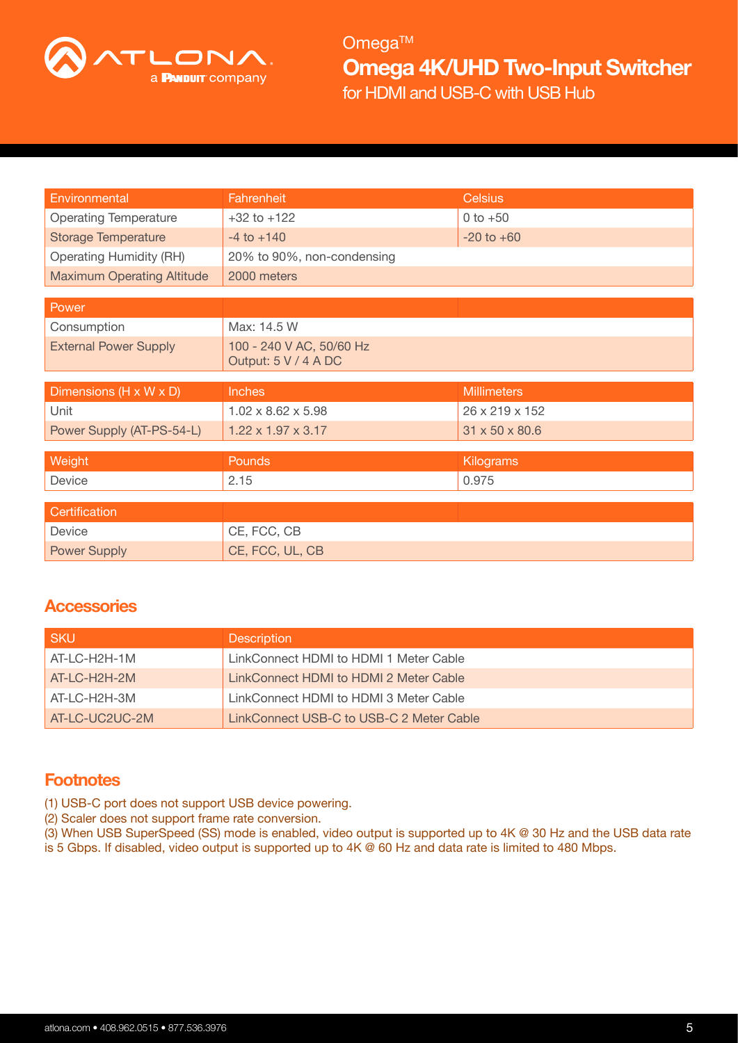| Environmental | Fahrenheit | Celsius |
| --- | --- | --- |
| Operating Temperature | +32 to +122 | 0 to +50 |
| Storage Temperature | -4 to +140 | -20 to +60 |
| Operating Humidity (RH) | 20% to 90%, non-condensing | |
| Maximum Operating Altitude | 2000 meters | |

| Power | | |
| --- | --- | --- |
| Consumption | Max: 14.5 W | |
| External Power Supply | 100 - 240 V AC, 50/60 Hz<br>Output: 5 V / 4 A DC | |

| Dimensions (H x W x D) | Inches | Millimeters |
| --- | --- | --- |
| Unit | 1.02 x 8.62 x 5.98 | 26 x 219 x 152 |
| Power Supply (AT-PS-54-L) | 1.22 x 1.97 x 3.17 | 31 x 50 x 80.6 |

| Weight | Pounds | Kilograms |
| --- | --- | --- |
| Device | 2.15 | 0.975 |

| Certification | | |
| --- | --- | --- |
| Device | CE, FCC, CB | |
| Power Supply | CE, FCC, UL, CB | |

## Accessories

| SKU | Description |
| --- | --- |
| AT-LC-H2H-1M | LinkConnect HDMI to HDMI 1 Meter Cable |
| AT-LC-H2H-2M | LinkConnect HDMI to HDMI 2 Meter Cable |
| AT-LC-H2H-3M | LinkConnect HDMI to HDMI 3 Meter Cable |
| AT-LC-UC2UC-2M | LinkConnect USB-C to USB-C 2 Meter Cable |

## Footnotes

(1) USB-C port does not support USB device powering.
(2) Scaler does not support frame rate conversion.
(3) When USB SuperSpeed (SS) mode is enabled, video output is supported up to 4K @ 30 Hz and the USB data rate is 5 Gbps. If disabled, video output is supported up to 4K @ 60 Hz and data rate is limited to 480 Mbps.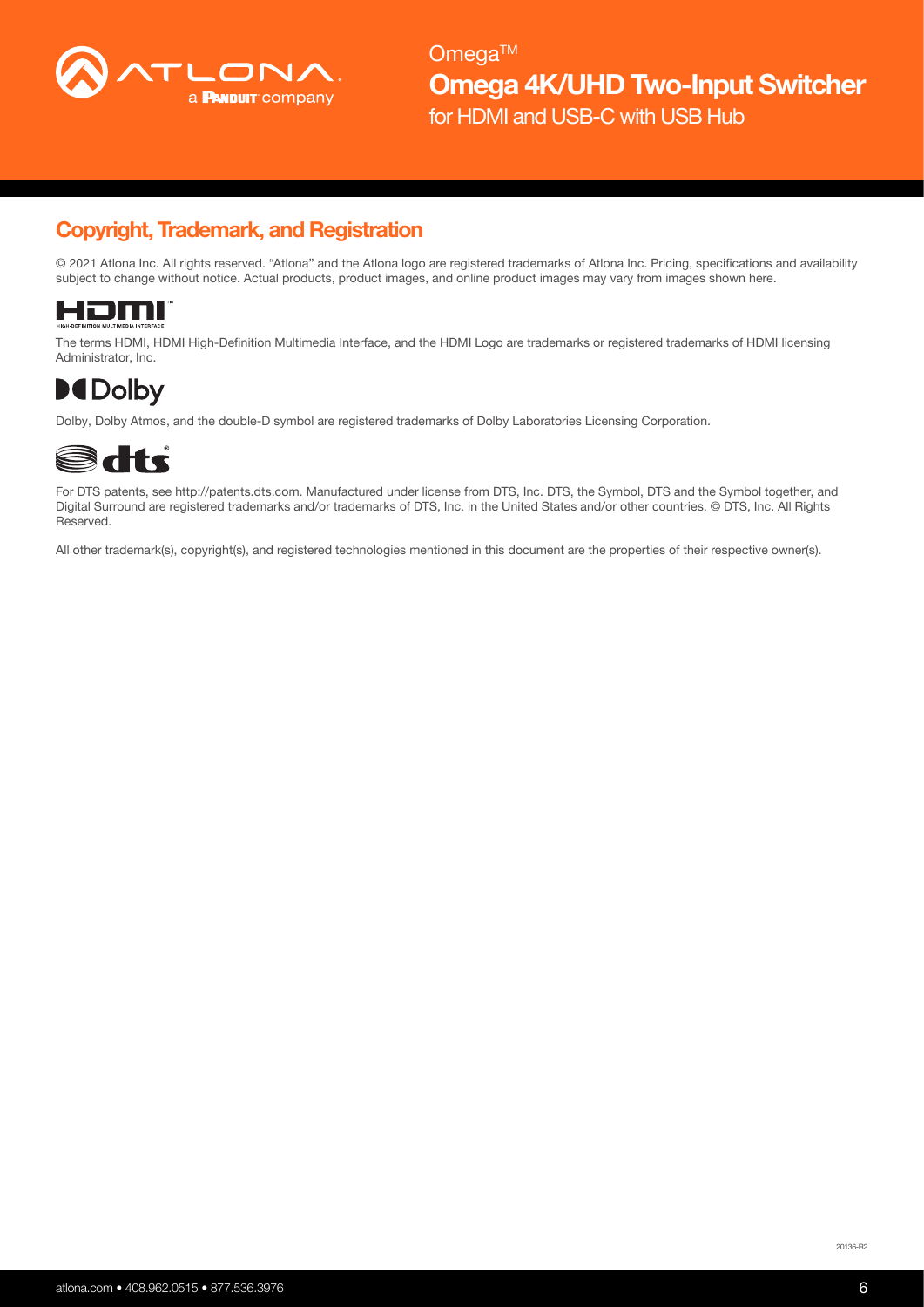## Copyright, Trademark, and Registration

© 2021 Atlona Inc. All rights reserved. "Atlona" and the Atlona logo are registered trademarks of Atlona Inc. Pricing, specifications and availability subject to change without notice. Actual products, product images, and online product images may vary from images shown here.

The terms HDMI, HDMI High-Definition Multimedia Interface, and the HDMI Logo are trademarks or registered trademarks of HDMI licensing Administrator, Inc.

Dolby, Dolby Atmos, and the double-D symbol are registered trademarks of Dolby Laboratories Licensing Corporation.

For DTS patents, see http://patents.dts.com. Manufactured under license from DTS, Inc. DTS, the Symbol, DTS and the Symbol together, and Digital Surround are registered trademarks and/or trademarks of DTS, Inc. in the United States and/or other countries. © DTS, Inc. All Rights Reserved.

All other trademark(s), copyright(s), and registered technologies mentioned in this document are the properties of their respective owner(s).

20136-R2